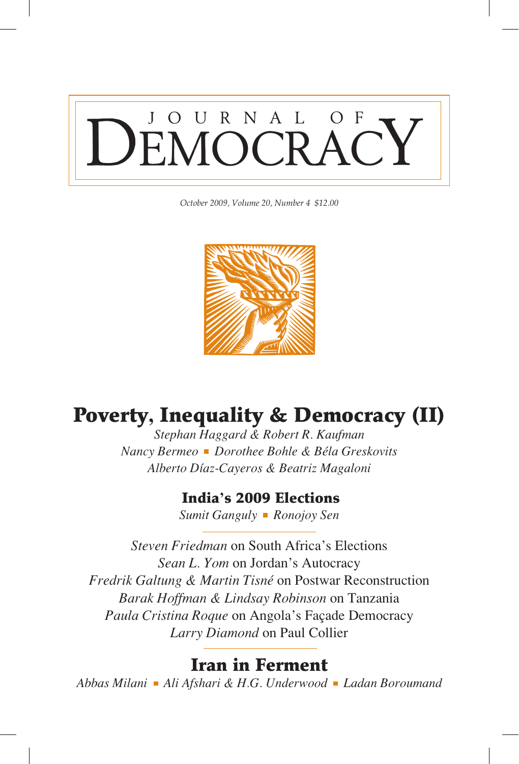# JOURNAL OF DEMOCRACY

*October 2009, Volume 20, Number 4 $12.00*

## Poverty, Inequality & Democracy (II)

*Stephan Haggard & Robert R. Kaufman*
*Nancy Bermeo* ■ *Dorothee Bohle & Béla Greskovits*
*Alberto Díaz-Cayeros & Beatriz Magaloni*

### India's 2009 Elections

*Sumit Ganguly* ■ *Ronojoy Sen*

*Steven Friedman* on South Africa's Elections
*Sean L. Yom* on Jordan's Autocracy
*Fredrik Galtung & Martin Tisné* on Postwar Reconstruction
*Barak Hoffman & Lindsay Robinson* on Tanzania
*Paula Cristina Roque* on Angola's Façade Democracy
*Larry Diamond* on Paul Collier

## Iran in Ferment

*Abbas Milani* ■ *Ali Afshari & H.G. Underwood* ■ *Ladan Boroumand*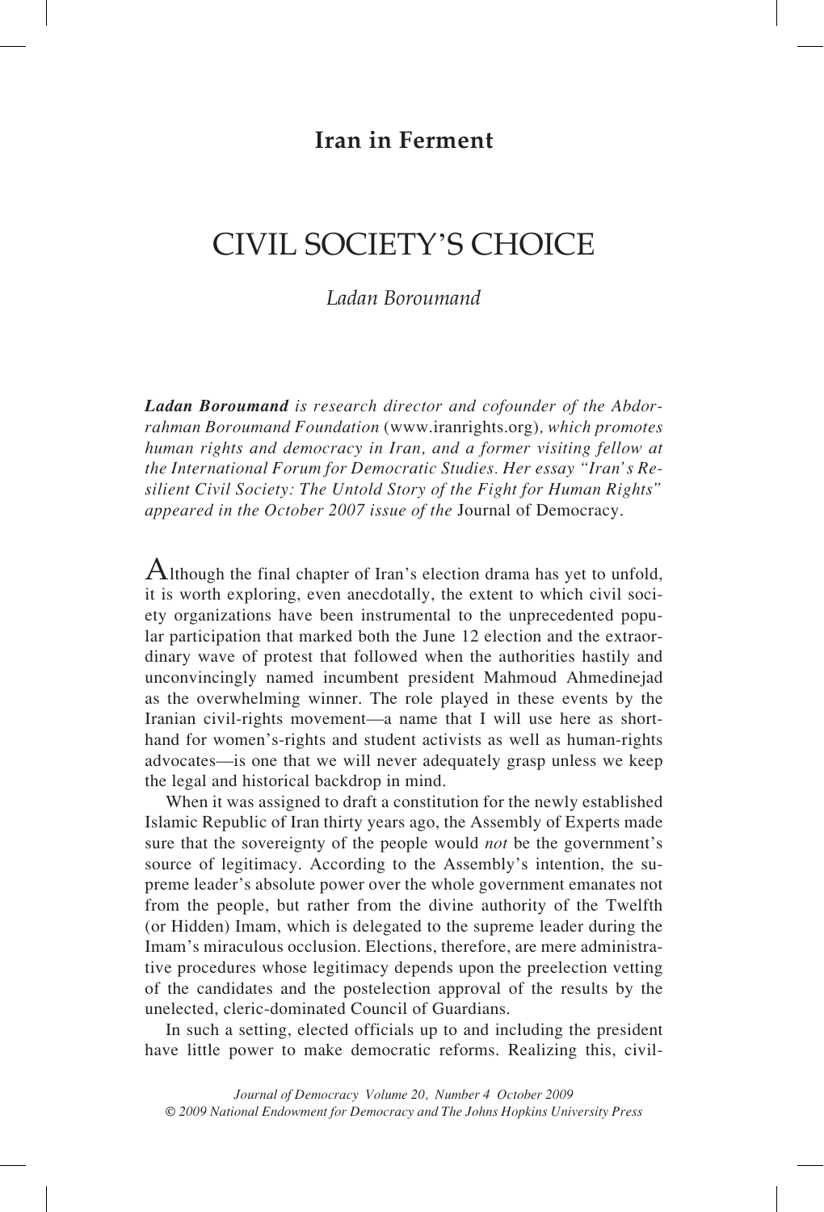**Iran in Ferment**

# CIVIL SOCIETY'S CHOICE

*Ladan Boroumand*

***Ladan Boroumand** is research director and cofounder of the Abdorrahman Boroumand Foundation* (www.iranrights.org)*, which promotes human rights and democracy in Iran, and a former visiting fellow at the International Forum for Democratic Studies. Her essay "Iran's Resilient Civil Society: The Untold Story of the Fight for Human Rights" appeared in the October 2007 issue of the* Journal of Democracy.

Although the final chapter of Iran's election drama has yet to unfold, it is worth exploring, even anecdotally, the extent to which civil society organizations have been instrumental to the unprecedented popular participation that marked both the June 12 election and the extraordinary wave of protest that followed when the authorities hastily and unconvincingly named incumbent president Mahmoud Ahmedinejad as the overwhelming winner. The role played in these events by the Iranian civil-rights movement—a name that I will use here as shorthand for women's-rights and student activists as well as human-rights advocates—is one that we will never adequately grasp unless we keep the legal and historical backdrop in mind.

When it was assigned to draft a constitution for the newly established Islamic Republic of Iran thirty years ago, the Assembly of Experts made sure that the sovereignty of the people would *not* be the government's source of legitimacy. According to the Assembly's intention, the supreme leader's absolute power over the whole government emanates not from the people, but rather from the divine authority of the Twelfth (or Hidden) Imam, which is delegated to the supreme leader during the Imam's miraculous occlusion. Elections, therefore, are mere administrative procedures whose legitimacy depends upon the preelection vetting of the candidates and the postelection approval of the results by the unelected, cleric-dominated Council of Guardians.

In such a setting, elected officials up to and including the president have little power to make democratic reforms. Realizing this, civil-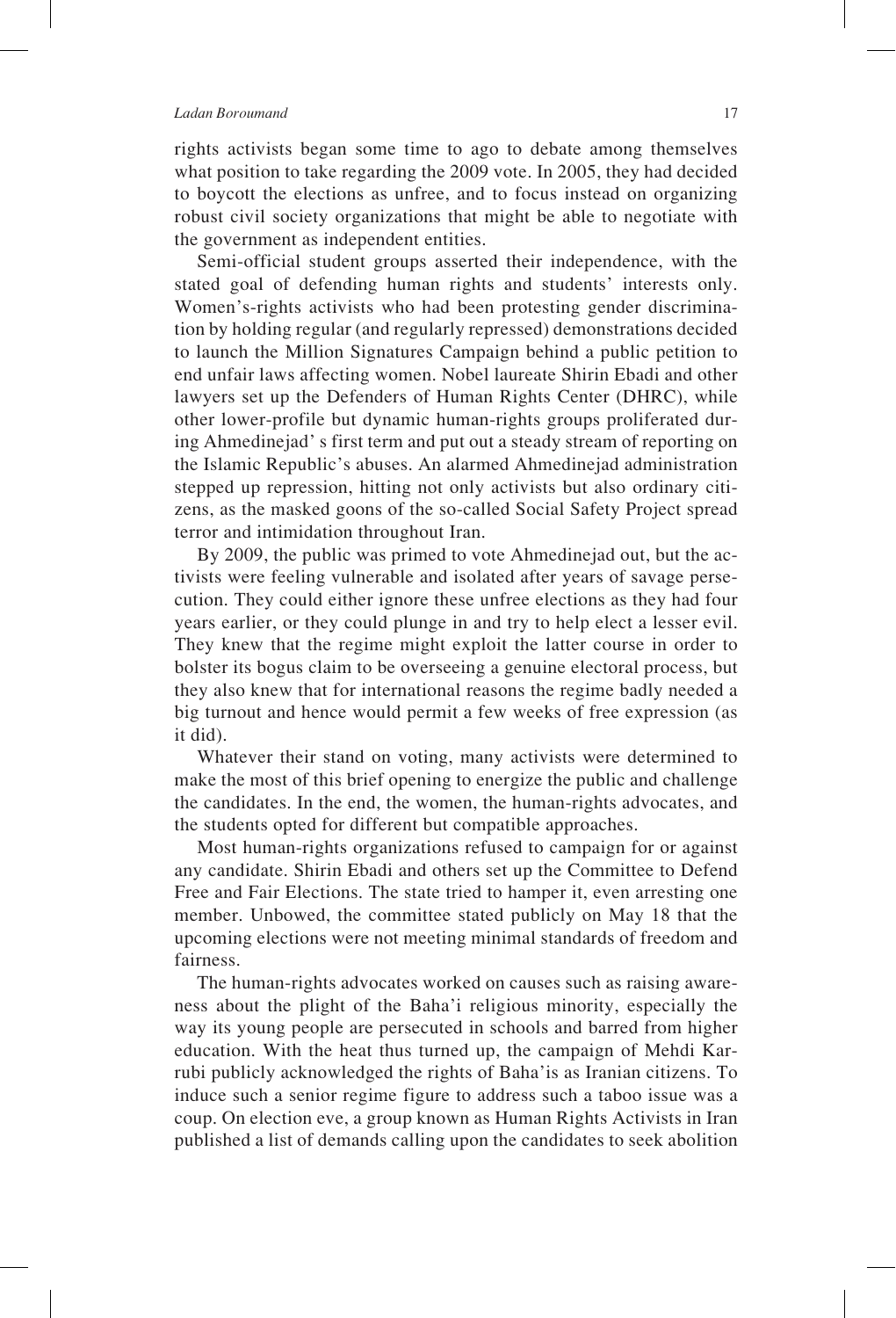rights activists began some time to ago to debate among themselves what position to take regarding the 2009 vote. In 2005, they had decided to boycott the elections as unfree, and to focus instead on organizing robust civil society organizations that might be able to negotiate with the government as independent entities.

Semi-official student groups asserted their independence, with the stated goal of defending human rights and students' interests only. Women's-rights activists who had been protesting gender discrimination by holding regular (and regularly repressed) demonstrations decided to launch the Million Signatures Campaign behind a public petition to end unfair laws affecting women. Nobel laureate Shirin Ebadi and other lawyers set up the Defenders of Human Rights Center (DHRC), while other lower-profile but dynamic human-rights groups proliferated during Ahmedinejad' s first term and put out a steady stream of reporting on the Islamic Republic's abuses. An alarmed Ahmedinejad administration stepped up repression, hitting not only activists but also ordinary citizens, as the masked goons of the so-called Social Safety Project spread terror and intimidation throughout Iran.

By 2009, the public was primed to vote Ahmedinejad out, but the activists were feeling vulnerable and isolated after years of savage persecution. They could either ignore these unfree elections as they had four years earlier, or they could plunge in and try to help elect a lesser evil. They knew that the regime might exploit the latter course in order to bolster its bogus claim to be overseeing a genuine electoral process, but they also knew that for international reasons the regime badly needed a big turnout and hence would permit a few weeks of free expression (as it did).

Whatever their stand on voting, many activists were determined to make the most of this brief opening to energize the public and challenge the candidates. In the end, the women, the human-rights advocates, and the students opted for different but compatible approaches.

Most human-rights organizations refused to campaign for or against any candidate. Shirin Ebadi and others set up the Committee to Defend Free and Fair Elections. The state tried to hamper it, even arresting one member. Unbowed, the committee stated publicly on May 18 that the upcoming elections were not meeting minimal standards of freedom and fairness.

The human-rights advocates worked on causes such as raising awareness about the plight of the Baha'i religious minority, especially the way its young people are persecuted in schools and barred from higher education. With the heat thus turned up, the campaign of Mehdi Karrubi publicly acknowledged the rights of Baha'is as Iranian citizens. To induce such a senior regime figure to address such a taboo issue was a coup. On election eve, a group known as Human Rights Activists in Iran published a list of demands calling upon the candidates to seek abolition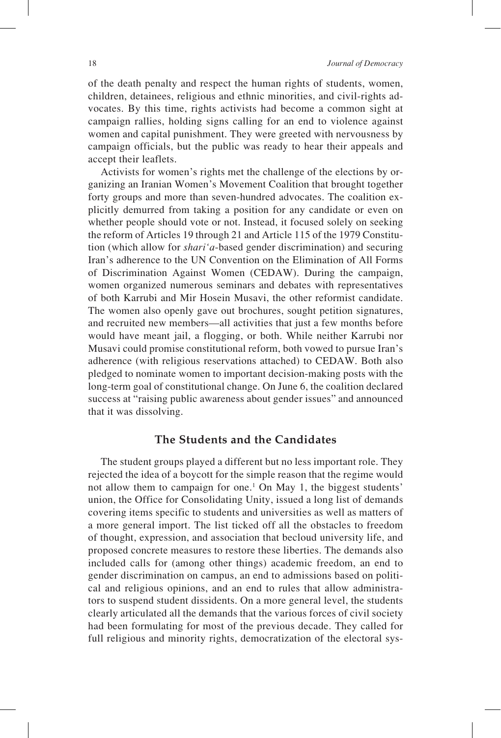of the death penalty and respect the human rights of students, women, children, detainees, religious and ethnic minorities, and civil-rights advocates. By this time, rights activists had become a common sight at campaign rallies, holding signs calling for an end to violence against women and capital punishment. They were greeted with nervousness by campaign officials, but the public was ready to hear their appeals and accept their leaflets.

Activists for women's rights met the challenge of the elections by organizing an Iranian Women's Movement Coalition that brought together forty groups and more than seven-hundred advocates. The coalition explicitly demurred from taking a position for any candidate or even on whether people should vote or not. Instead, it focused solely on seeking the reform of Articles 19 through 21 and Article 115 of the 1979 Constitution (which allow for *shari'a*-based gender discrimination) and securing Iran's adherence to the UN Convention on the Elimination of All Forms of Discrimination Against Women (CEDAW). During the campaign, women organized numerous seminars and debates with representatives of both Karrubi and Mir Hosein Musavi, the other reformist candidate. The women also openly gave out brochures, sought petition signatures, and recruited new members—all activities that just a few months before would have meant jail, a flogging, or both. While neither Karrubi nor Musavi could promise constitutional reform, both vowed to pursue Iran's adherence (with religious reservations attached) to CEDAW. Both also pledged to nominate women to important decision-making posts with the long-term goal of constitutional change. On June 6, the coalition declared success at "raising public awareness about gender issues" and announced that it was dissolving.

## The Students and the Candidates

The student groups played a different but no less important role. They rejected the idea of a boycott for the simple reason that the regime would not allow them to campaign for one.[1] On May 1, the biggest students' union, the Office for Consolidating Unity, issued a long list of demands covering items specific to students and universities as well as matters of a more general import. The list ticked off all the obstacles to freedom of thought, expression, and association that becloud university life, and proposed concrete measures to restore these liberties. The demands also included calls for (among other things) academic freedom, an end to gender discrimination on campus, an end to admissions based on political and religious opinions, and an end to rules that allow administrators to suspend student dissidents. On a more general level, the students clearly articulated all the demands that the various forces of civil society had been formulating for most of the previous decade. They called for full religious and minority rights, democratization of the electoral sys-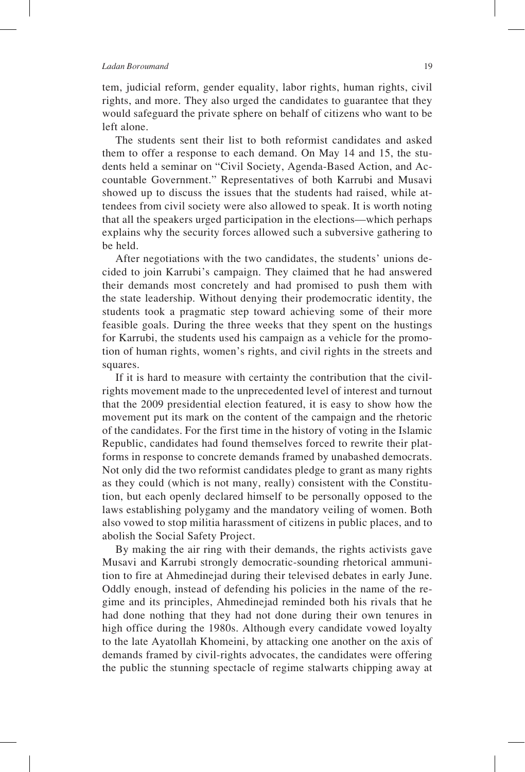tem, judicial reform, gender equality, labor rights, human rights, civil rights, and more. They also urged the candidates to guarantee that they would safeguard the private sphere on behalf of citizens who want to be left alone.

The students sent their list to both reformist candidates and asked them to offer a response to each demand. On May 14 and 15, the students held a seminar on "Civil Society, Agenda-Based Action, and Accountable Government." Representatives of both Karrubi and Musavi showed up to discuss the issues that the students had raised, while attendees from civil society were also allowed to speak. It is worth noting that all the speakers urged participation in the elections—which perhaps explains why the security forces allowed such a subversive gathering to be held.

After negotiations with the two candidates, the students' unions decided to join Karrubi's campaign. They claimed that he had answered their demands most concretely and had promised to push them with the state leadership. Without denying their prodemocratic identity, the students took a pragmatic step toward achieving some of their more feasible goals. During the three weeks that they spent on the hustings for Karrubi, the students used his campaign as a vehicle for the promotion of human rights, women's rights, and civil rights in the streets and squares.

If it is hard to measure with certainty the contribution that the civil-rights movement made to the unprecedented level of interest and turnout that the 2009 presidential election featured, it is easy to show how the movement put its mark on the content of the campaign and the rhetoric of the candidates. For the first time in the history of voting in the Islamic Republic, candidates had found themselves forced to rewrite their platforms in response to concrete demands framed by unabashed democrats. Not only did the two reformist candidates pledge to grant as many rights as they could (which is not many, really) consistent with the Constitution, but each openly declared himself to be personally opposed to the laws establishing polygamy and the mandatory veiling of women. Both also vowed to stop militia harassment of citizens in public places, and to abolish the Social Safety Project.

By making the air ring with their demands, the rights activists gave Musavi and Karrubi strongly democratic-sounding rhetorical ammunition to fire at Ahmedinejad during their televised debates in early June. Oddly enough, instead of defending his policies in the name of the regime and its principles, Ahmedinejad reminded both his rivals that he had done nothing that they had not done during their own tenures in high office during the 1980s. Although every candidate vowed loyalty to the late Ayatollah Khomeini, by attacking one another on the axis of demands framed by civil-rights advocates, the candidates were offering the public the stunning spectacle of regime stalwarts chipping away at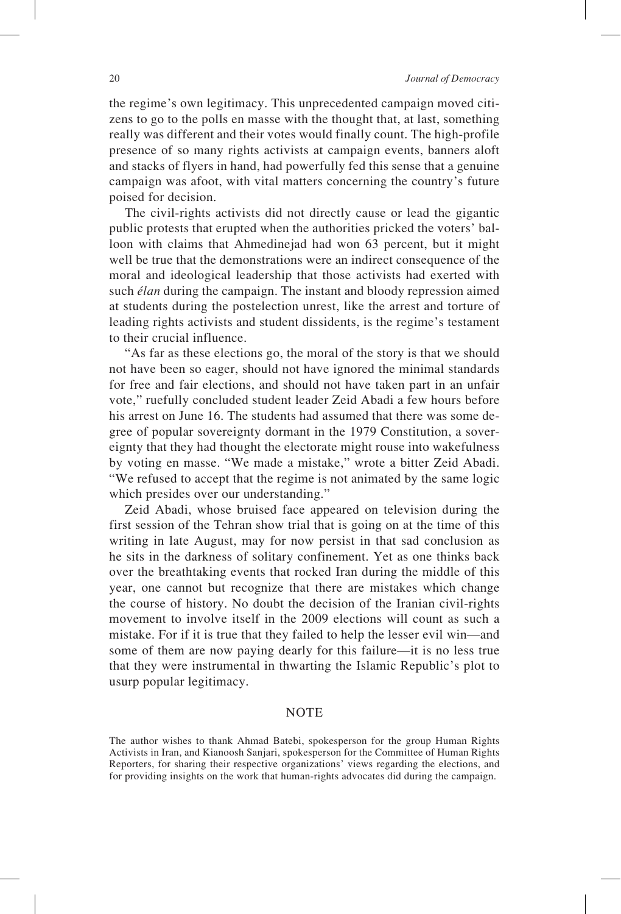the regime's own legitimacy. This unprecedented campaign moved citizens to go to the polls en masse with the thought that, at last, something really was different and their votes would finally count. The high-profile presence of so many rights activists at campaign events, banners aloft and stacks of flyers in hand, had powerfully fed this sense that a genuine campaign was afoot, with vital matters concerning the country's future poised for decision.

The civil-rights activists did not directly cause or lead the gigantic public protests that erupted when the authorities pricked the voters' balloon with claims that Ahmedinejad had won 63 percent, but it might well be true that the demonstrations were an indirect consequence of the moral and ideological leadership that those activists had exerted with such *élan* during the campaign. The instant and bloody repression aimed at students during the postelection unrest, like the arrest and torture of leading rights activists and student dissidents, is the regime's testament to their crucial influence.

"As far as these elections go, the moral of the story is that we should not have been so eager, should not have ignored the minimal standards for free and fair elections, and should not have taken part in an unfair vote," ruefully concluded student leader Zeid Abadi a few hours before his arrest on June 16. The students had assumed that there was some degree of popular sovereignty dormant in the 1979 Constitution, a sovereignty that they had thought the electorate might rouse into wakefulness by voting en masse. "We made a mistake," wrote a bitter Zeid Abadi. "We refused to accept that the regime is not animated by the same logic which presides over our understanding."

Zeid Abadi, whose bruised face appeared on television during the first session of the Tehran show trial that is going on at the time of this writing in late August, may for now persist in that sad conclusion as he sits in the darkness of solitary confinement. Yet as one thinks back over the breathtaking events that rocked Iran during the middle of this year, one cannot but recognize that there are mistakes which change the course of history. No doubt the decision of the Iranian civil-rights movement to involve itself in the 2009 elections will count as such a mistake. For if it is true that they failed to help the lesser evil win—and some of them are now paying dearly for this failure—it is no less true that they were instrumental in thwarting the Islamic Republic's plot to usurp popular legitimacy.

## NOTE

The author wishes to thank Ahmad Batebi, spokesperson for the group Human Rights Activists in Iran, and Kianoosh Sanjari, spokesperson for the Committee of Human Rights Reporters, for sharing their respective organizations' views regarding the elections, and for providing insights on the work that human-rights advocates did during the campaign.